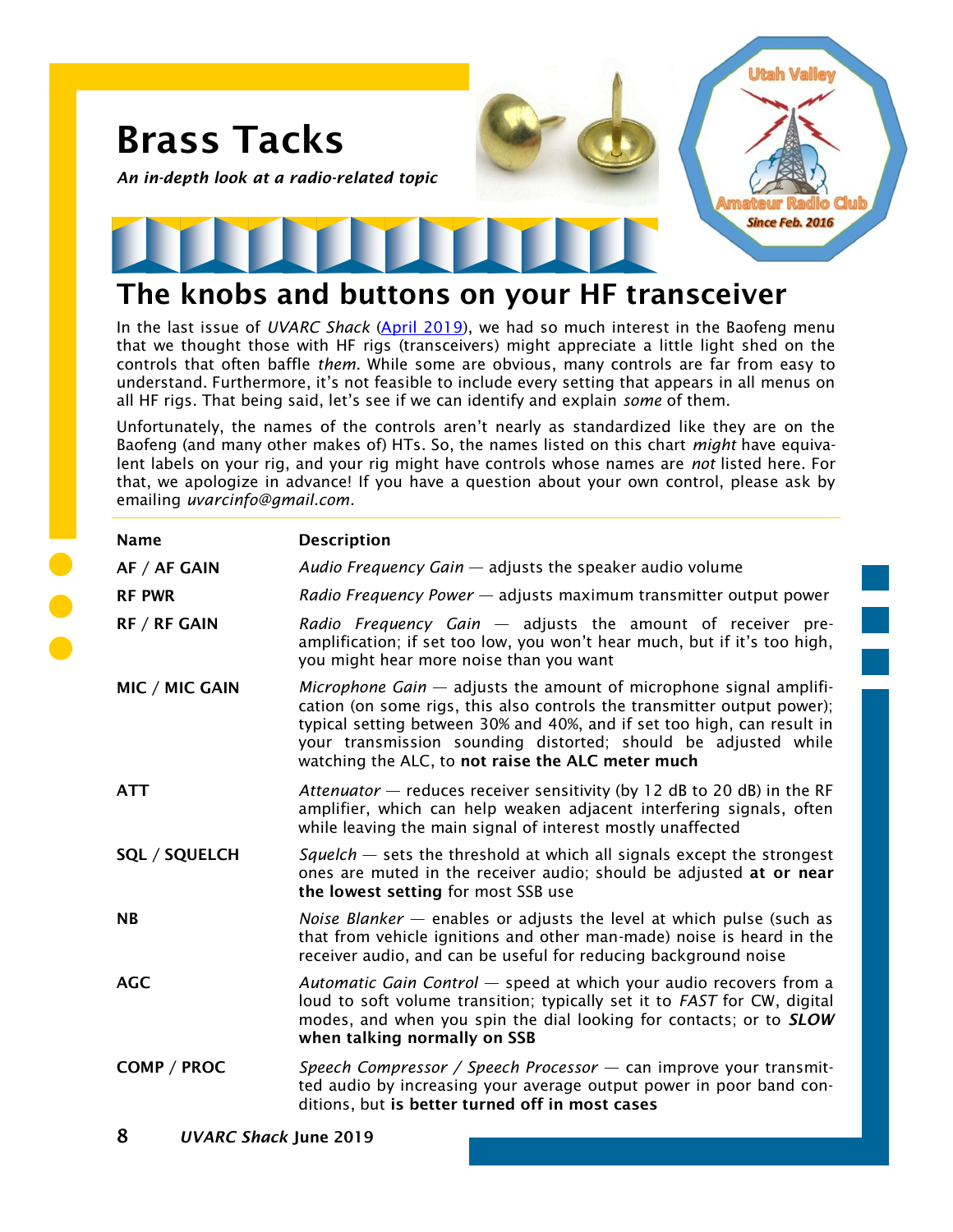# Brass Tacks

***An in-depth look at a radio-related topic***

## The knobs and buttons on your HF transceiver

In the last issue of *UVARC Shack* (April 2019), we had so much interest in the Baofeng menu that we thought those with HF rigs (transceivers) might appreciate a little light shed on the controls that often baffle *them*. While some are obvious, many controls are far from easy to understand. Furthermore, it's not feasible to include every setting that appears in all menus on all HF rigs. That being said, let's see if we can identify and explain *some* of them.

Unfortunately, the names of the controls aren't nearly as standardized like they are on the Baofeng (and many other makes of) HTs. So, the names listed on this chart *might* have equivalent labels on your rig, and your rig might have controls whose names are *not* listed here. For that, we apologize in advance! If you have a question about your own control, please ask by emailing *uvarcinfo@gmail.com*.

| Name | Description |
|---|---|
| **AF / AF GAIN** | *Audio Frequency Gain* — adjusts the speaker audio volume |
| **RF PWR** | *Radio Frequency Power* — adjusts maximum transmitter output power |
| **RF / RF GAIN** | *Radio Frequency Gain* — adjusts the amount of receiver pre-amplification; if set too low, you won't hear much, but if it's too high, you might hear more noise than you want |
| **MIC / MIC GAIN** | *Microphone Gain* — adjusts the amount of microphone signal amplification (on some rigs, this also controls the transmitter output power); typical setting between 30% and 40%, and if set too high, can result in your transmission sounding distorted; should be adjusted while watching the ALC, to **not raise the ALC meter much** |
| **ATT** | *Attenuator* — reduces receiver sensitivity (by 12 dB to 20 dB) in the RF amplifier, which can help weaken adjacent interfering signals, often while leaving the main signal of interest mostly unaffected |
| **SQL / SQUELCH** | *Squelch* — sets the threshold at which all signals except the strongest ones are muted in the receiver audio; should be adjusted **at or near the lowest setting** for most SSB use |
| **NB** | *Noise Blanker* — enables or adjusts the level at which pulse (such as that from vehicle ignitions and other man-made) noise is heard in the receiver audio, and can be useful for reducing background noise |
| **AGC** | *Automatic Gain Control* — speed at which your audio recovers from a loud to soft volume transition; typically set it to *FAST* for CW, digital modes, and when you spin the dial looking for contacts; or to ***SLOW*** **when talking normally on SSB** |
| **COMP / PROC** | *Speech Compressor / Speech Processor* — can improve your transmitted audio by increasing your average output power in poor band conditions, but **is better turned off in most cases** |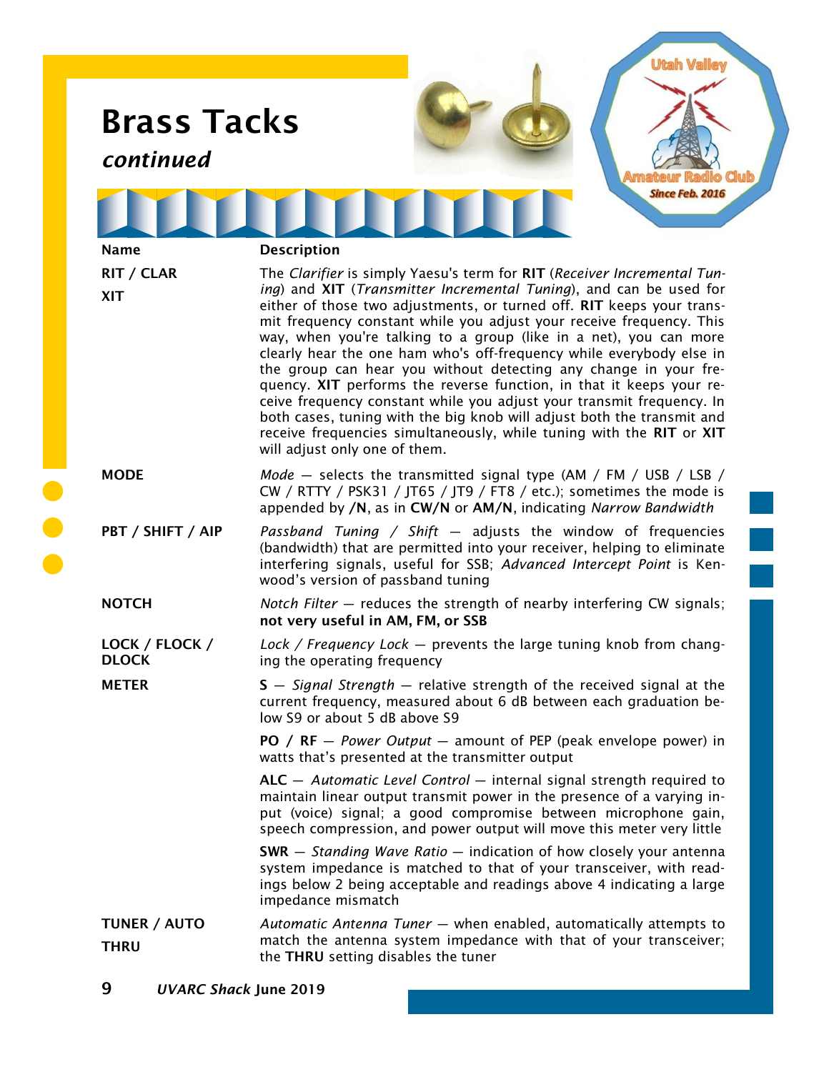# Brass Tacks

## *continued*

| Name | Description |
|---|---|
| **RIT / CLAR**<br>**XIT** | The *Clarifier* is simply Yaesu's term for **RIT** (*Receiver Incremental Tuning*) and **XIT** (*Transmitter Incremental Tuning*), and can be used for either of those two adjustments, or turned off. **RIT** keeps your transmit frequency constant while you adjust your receive frequency. This way, when you're talking to a group (like in a net), you can more clearly hear the one ham who's off-frequency while everybody else in the group can hear you without detecting any change in your frequency. **XIT** performs the reverse function, in that it keeps your receive frequency constant while you adjust your transmit frequency. In both cases, tuning with the big knob will adjust both the transmit and receive frequencies simultaneously, while tuning with the **RIT** or **XIT** will adjust only one of them. |
| **MODE** | *Mode* — selects the transmitted signal type (AM / FM / USB / LSB / CW / RTTY / PSK31 / JT65 / JT9 / FT8 / etc.); sometimes the mode is appended by **/N**, as in **CW/N** or **AM/N**, indicating *Narrow Bandwidth* |
| **PBT / SHIFT / AIP** | *Passband Tuning / Shift* — adjusts the window of frequencies (bandwidth) that are permitted into your receiver, helping to eliminate interfering signals, useful for SSB; *Advanced Intercept Point* is Kenwood's version of passband tuning |
| **NOTCH** | *Notch Filter* — reduces the strength of nearby interfering CW signals; **not very useful in AM, FM, or SSB** |
| **LOCK / FLOCK / DLOCK** | *Lock / Frequency Lock* — prevents the large tuning knob from changing the operating frequency |
| **METER** | **S** — *Signal Strength* — relative strength of the received signal at the current frequency, measured about 6 dB between each graduation below S9 or about 5 dB above S9 |
| | **PO / RF** — *Power Output* — amount of PEP (peak envelope power) in watts that's presented at the transmitter output |
| | **ALC** — *Automatic Level Control* — internal signal strength required to maintain linear output transmit power in the presence of a varying input (voice) signal; a good compromise between microphone gain, speech compression, and power output will move this meter very little |
| | **SWR** — *Standing Wave Ratio* — indication of how closely your antenna system impedance is matched to that of your transceiver, with readings below 2 being acceptable and readings above 4 indicating a large impedance mismatch |
| **TUNER / AUTO**<br>**THRU** | *Automatic Antenna Tuner* — when enabled, automatically attempts to match the antenna system impedance with that of your transceiver; the **THRU** setting disables the tuner |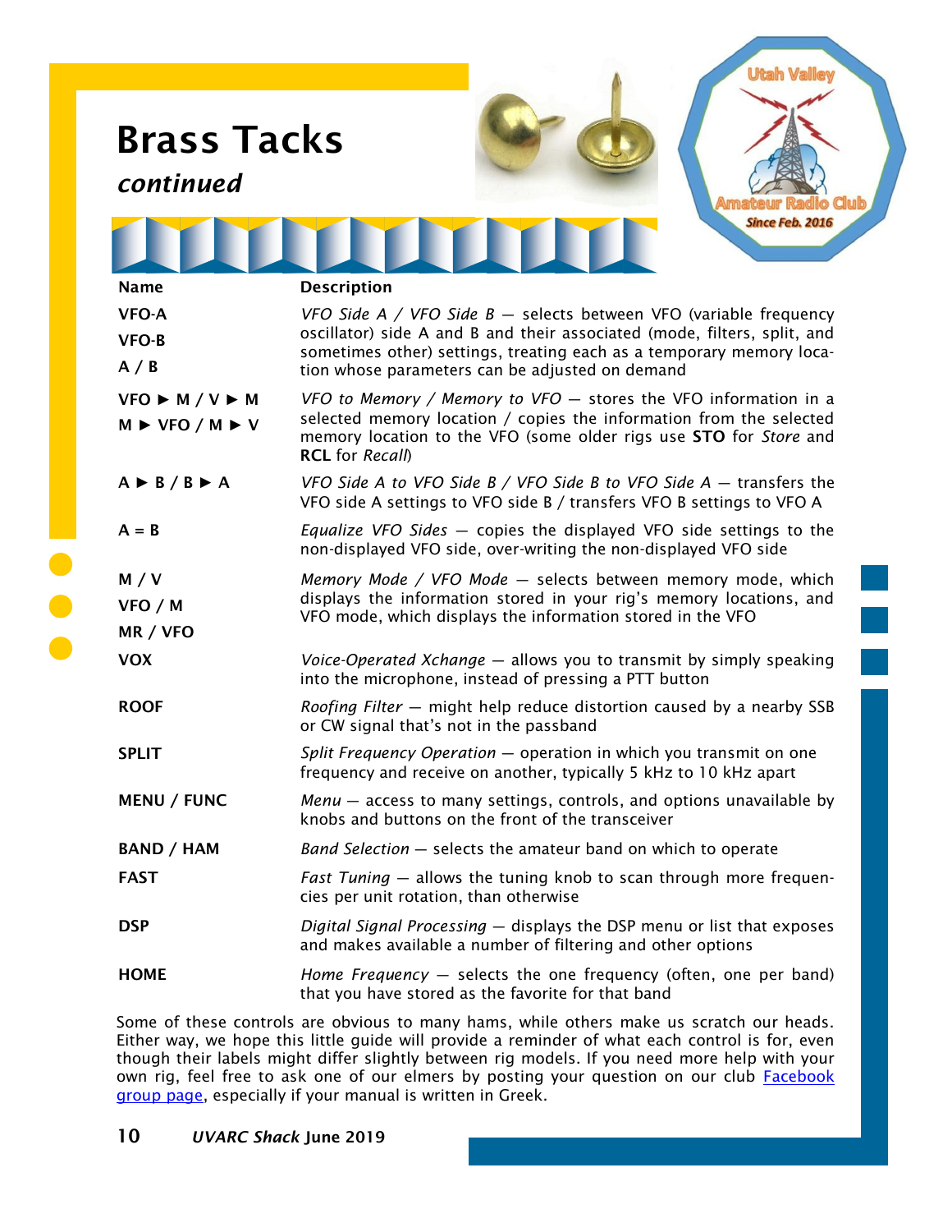# Brass Tacks

***continued***

| Name | Description |
|---|---|
| **VFO-A**<br>**VFO-B**<br>**A / B** | *VFO Side A / VFO Side B* — selects between VFO (variable frequency oscillator) side A and B and their associated (mode, filters, split, and sometimes other) settings, treating each as a temporary memory location whose parameters can be adjusted on demand |
| **VFO ► M / V ► M**<br>**M ► VFO / M ► V** | *VFO to Memory / Memory to VFO* — stores the VFO information in a selected memory location / copies the information from the selected memory location to the VFO (some older rigs use **STO** for *Store* and **RCL** for *Recall*) |
| **A ► B / B ► A** | *VFO Side A to VFO Side B / VFO Side B to VFO Side A* — transfers the VFO side A settings to VFO side B / transfers VFO B settings to VFO A |
| **A = B** | *Equalize VFO Sides* — copies the displayed VFO side settings to the non-displayed VFO side, over-writing the non-displayed VFO side |
| **M / V**<br>**VFO / M**<br>**MR / VFO** | *Memory Mode / VFO Mode* — selects between memory mode, which displays the information stored in your rig's memory locations, and VFO mode, which displays the information stored in the VFO |
| **VOX** | *Voice-Operated Xchange* — allows you to transmit by simply speaking into the microphone, instead of pressing a PTT button |
| **ROOF** | *Roofing Filter* — might help reduce distortion caused by a nearby SSB or CW signal that's not in the passband |
| **SPLIT** | *Split Frequency Operation* — operation in which you transmit on one frequency and receive on another, typically 5 kHz to 10 kHz apart |
| **MENU / FUNC** | *Menu* — access to many settings, controls, and options unavailable by knobs and buttons on the front of the transceiver |
| **BAND / HAM** | *Band Selection* — selects the amateur band on which to operate |
| **FAST** | *Fast Tuning* — allows the tuning knob to scan through more frequencies per unit rotation, than otherwise |
| **DSP** | *Digital Signal Processing* — displays the DSP menu or list that exposes and makes available a number of filtering and other options |
| **HOME** | *Home Frequency* — selects the one frequency (often, one per band) that you have stored as the favorite for that band |

Some of these controls are obvious to many hams, while others make us scratch our heads. Either way, we hope this little guide will provide a reminder of what each control is for, even though their labels might differ slightly between rig models. If you need more help with your own rig, feel free to ask one of our elmers by posting your question on our club Facebook group page, especially if your manual is written in Greek.